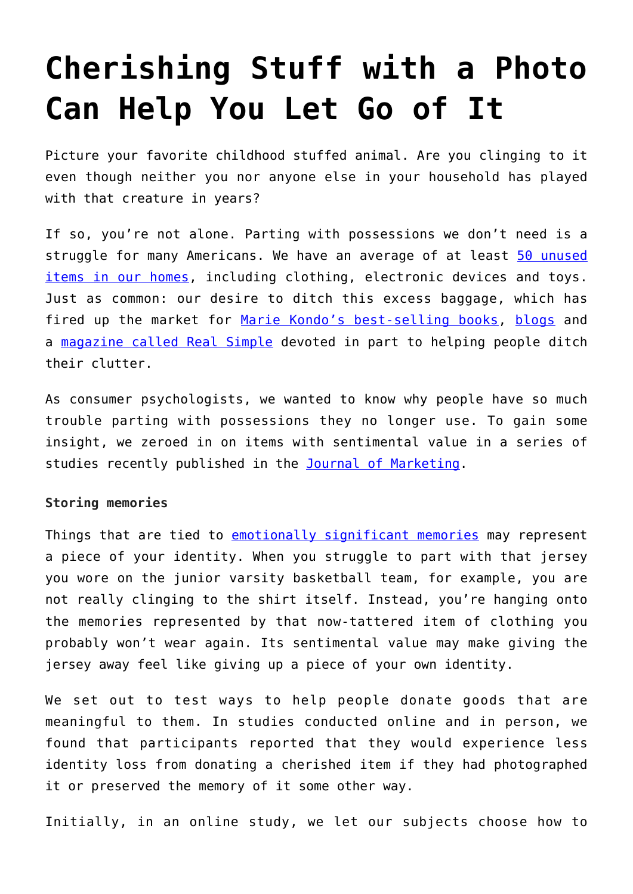# Cherishing Stuff with a Photo Can Help You Let Go of It

Picture your favorite childhood stuffed animal. Are you clinging to it even though neither you nor anyone else in your household has played with that creature in years?

If so, you're not alone. Parting with possessions we don't need is a struggle for many Americans. We have an average of at least 50 unused items in our homes, including clothing, electronic devices and toys. Just as common: our desire to ditch this excess baggage, which has fired up the market for Marie Kondo's best-selling books, blogs and a magazine called Real Simple devoted in part to helping people ditch their clutter.

As consumer psychologists, we wanted to know why people have so much trouble parting with possessions they no longer use. To gain some insight, we zeroed in on items with sentimental value in a series of studies recently published in the Journal of Marketing.

**Storing memories**

Things that are tied to emotionally significant memories may represent a piece of your identity. When you struggle to part with that jersey you wore on the junior varsity basketball team, for example, you are not really clinging to the shirt itself. Instead, you're hanging onto the memories represented by that now-tattered item of clothing you probably won't wear again. Its sentimental value may make giving the jersey away feel like giving up a piece of your own identity.

We set out to test ways to help people donate goods that are meaningful to them. In studies conducted online and in person, we found that participants reported that they would experience less identity loss from donating a cherished item if they had photographed it or preserved the memory of it some other way.

Initially, in an online study, we let our subjects choose how to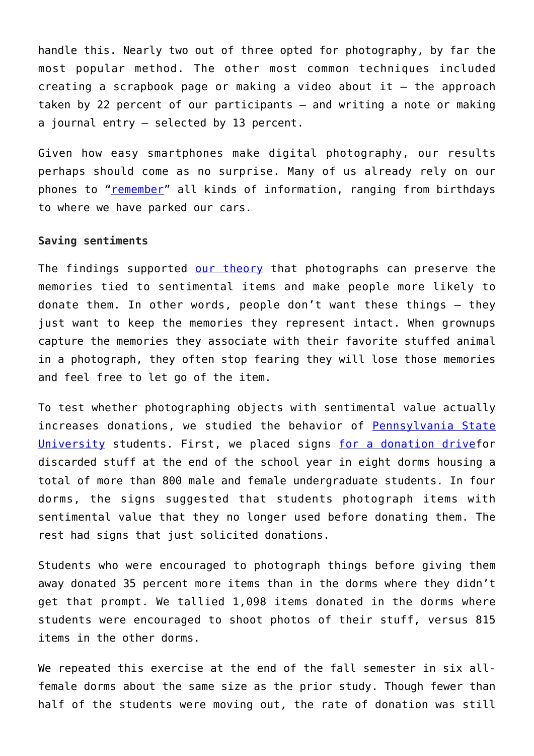handle this. Nearly two out of three opted for photography, by far the most popular method. The other most common techniques included creating a scrapbook page or making a video about it – the approach taken by 22 percent of our participants – and writing a note or making a journal entry – selected by 13 percent.

Given how easy smartphones make digital photography, our results perhaps should come as no surprise. Many of us already rely on our phones to "remember" all kinds of information, ranging from birthdays to where we have parked our cars.

**Saving sentiments**

The findings supported our theory that photographs can preserve the memories tied to sentimental items and make people more likely to donate them. In other words, people don't want these things – they just want to keep the memories they represent intact. When grownups capture the memories they associate with their favorite stuffed animal in a photograph, they often stop fearing they will lose those memories and feel free to let go of the item.

To test whether photographing objects with sentimental value actually increases donations, we studied the behavior of Pennsylvania State University students. First, we placed signs for a donation drivefor discarded stuff at the end of the school year in eight dorms housing a total of more than 800 male and female undergraduate students. In four dorms, the signs suggested that students photograph items with sentimental value that they no longer used before donating them. The rest had signs that just solicited donations.

Students who were encouraged to photograph things before giving them away donated 35 percent more items than in the dorms where they didn't get that prompt. We tallied 1,098 items donated in the dorms where students were encouraged to shoot photos of their stuff, versus 815 items in the other dorms.

We repeated this exercise at the end of the fall semester in six all-female dorms about the same size as the prior study. Though fewer than half of the students were moving out, the rate of donation was still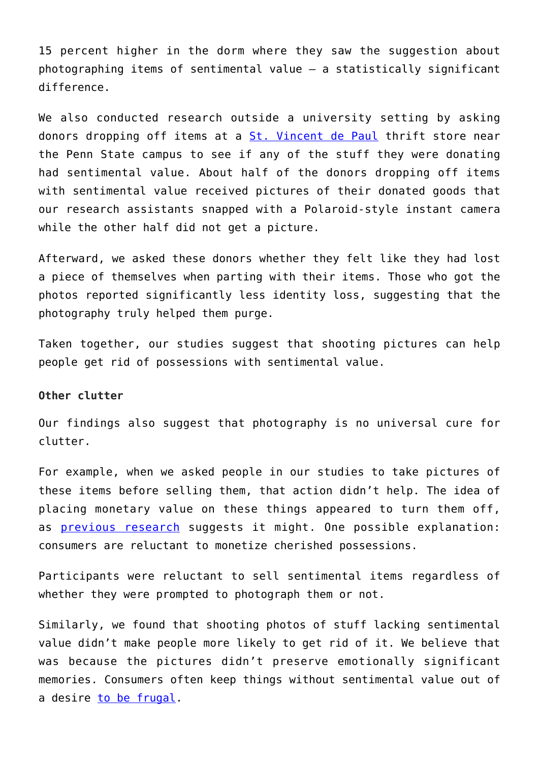15 percent higher in the dorm where they saw the suggestion about photographing items of sentimental value – a statistically significant difference.

We also conducted research outside a university setting by asking donors dropping off items at a St. Vincent de Paul thrift store near the Penn State campus to see if any of the stuff they were donating had sentimental value. About half of the donors dropping off items with sentimental value received pictures of their donated goods that our research assistants snapped with a Polaroid-style instant camera while the other half did not get a picture.

Afterward, we asked these donors whether they felt like they had lost a piece of themselves when parting with their items. Those who got the photos reported significantly less identity loss, suggesting that the photography truly helped them purge.

Taken together, our studies suggest that shooting pictures can help people get rid of possessions with sentimental value.

**Other clutter**

Our findings also suggest that photography is no universal cure for clutter.

For example, when we asked people in our studies to take pictures of these items before selling them, that action didn't help. The idea of placing monetary value on these things appeared to turn them off, as previous research suggests it might. One possible explanation: consumers are reluctant to monetize cherished possessions.

Participants were reluctant to sell sentimental items regardless of whether they were prompted to photograph them or not.

Similarly, we found that shooting photos of stuff lacking sentimental value didn't make people more likely to get rid of it. We believe that was because the pictures didn't preserve emotionally significant memories. Consumers often keep things without sentimental value out of a desire to be frugal.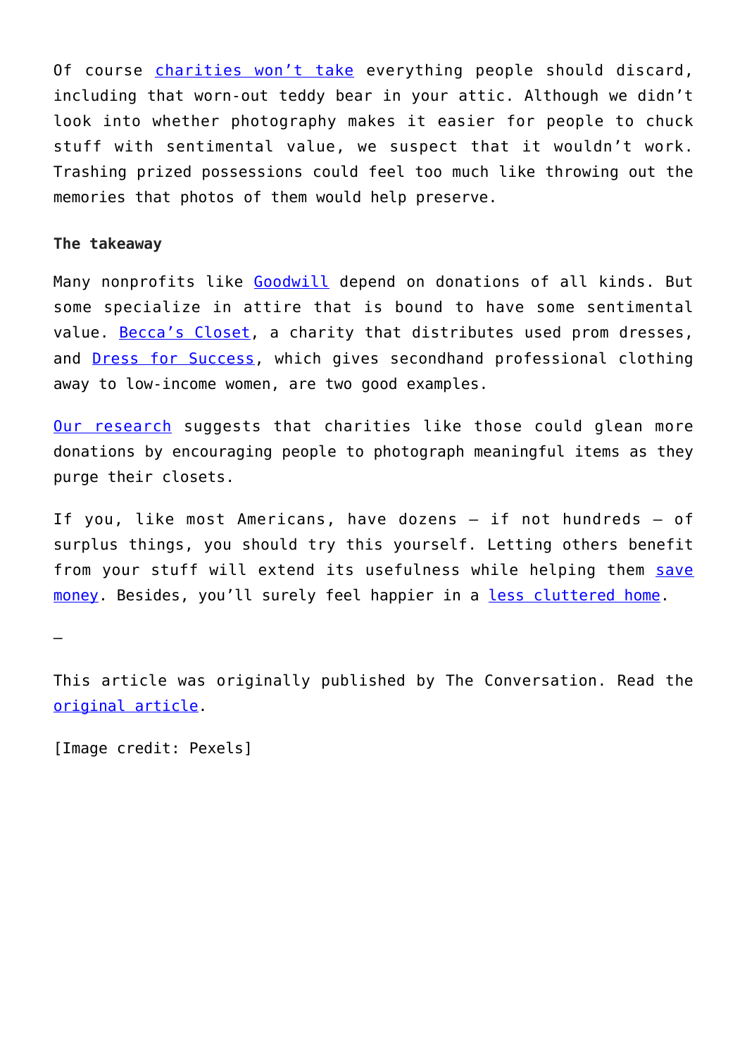Of course charities won't take everything people should discard, including that worn-out teddy bear in your attic. Although we didn't look into whether photography makes it easier for people to chuck stuff with sentimental value, we suspect that it wouldn't work. Trashing prized possessions could feel too much like throwing out the memories that photos of them would help preserve.

**The takeaway**

Many nonprofits like Goodwill depend on donations of all kinds. But some specialize in attire that is bound to have some sentimental value. Becca's Closet, a charity that distributes used prom dresses, and Dress for Success, which gives secondhand professional clothing away to low-income women, are two good examples.

Our research suggests that charities like those could glean more donations by encouraging people to photograph meaningful items as they purge their closets.

If you, like most Americans, have dozens – if not hundreds – of surplus things, you should try this yourself. Letting others benefit from your stuff will extend its usefulness while helping them save money. Besides, you'll surely feel happier in a less cluttered home.

—

This article was originally published by The Conversation. Read the original article.

[Image credit: Pexels]